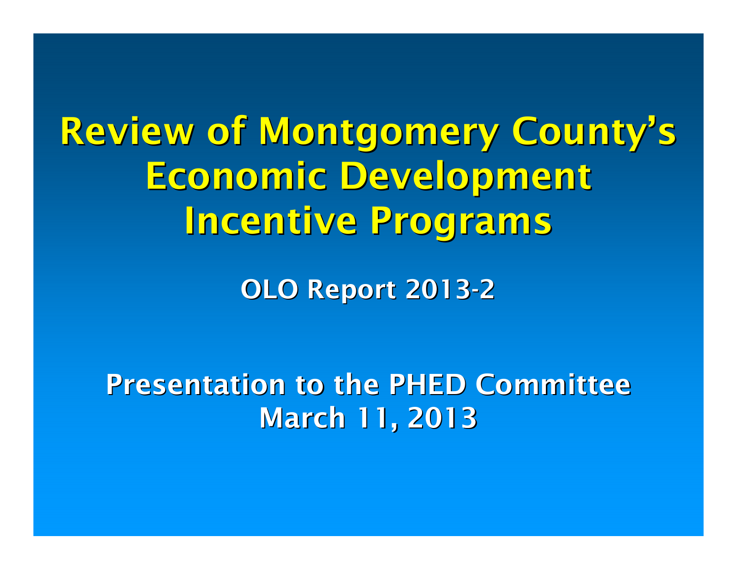# Review of Montgomery County's Economic Development Incentive Programs

## OLO Report 2013-2

### Presentation to the PHED Committee
### March 11, 2013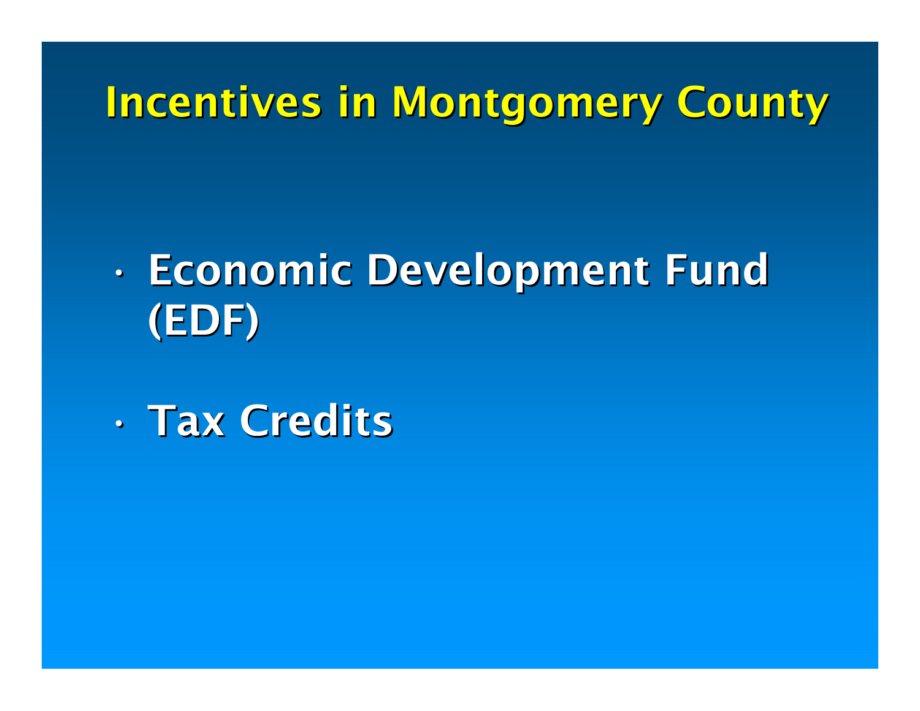# Incentives in Montgomery County

- Economic Development Fund (EDF)
- Tax Credits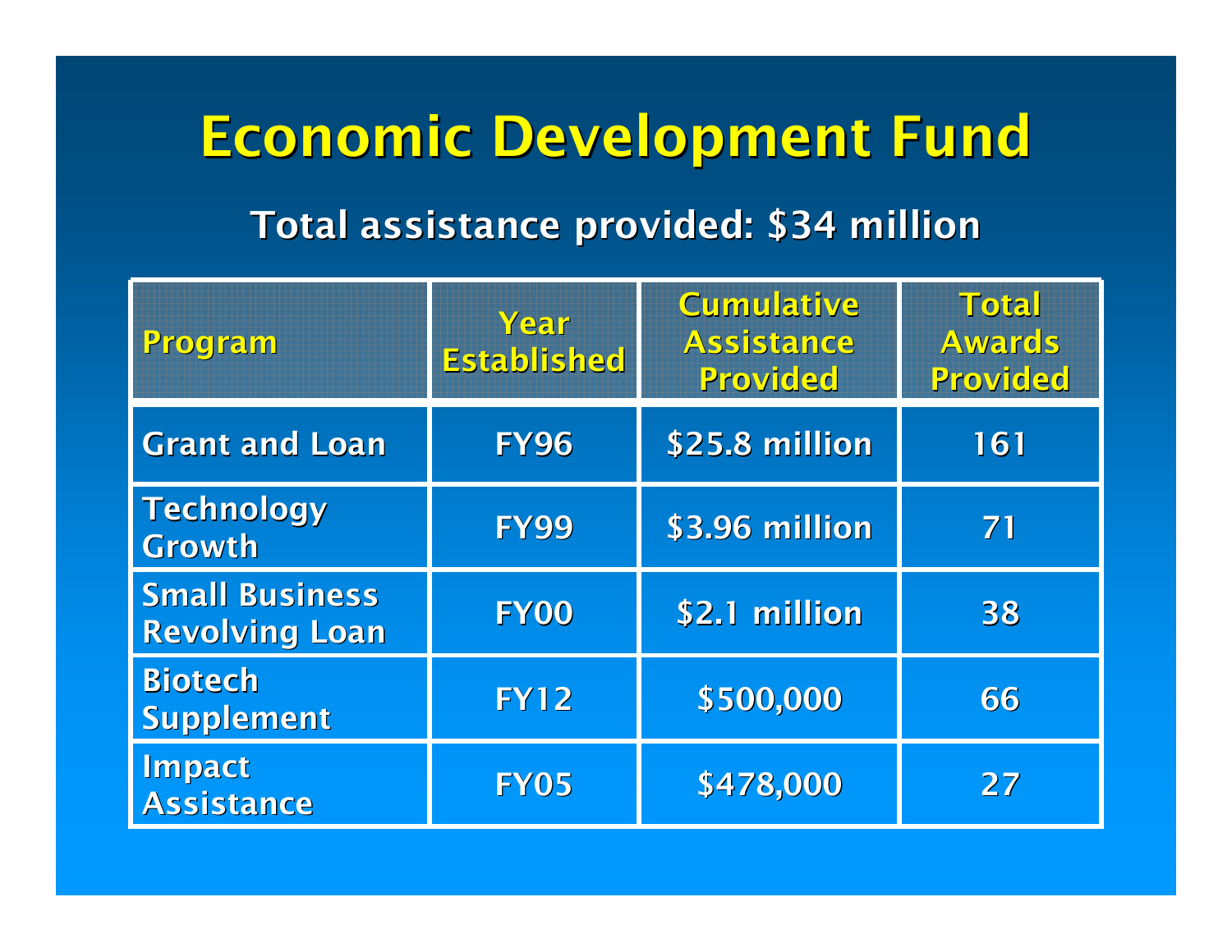# Economic Development Fund

## Total assistance provided: $34 million

| Program | Year Established | Cumulative Assistance Provided | Total Awards Provided |
|---|---|---|---|
| Grant and Loan | FY96 | $25.8 million | 161 |
| Technology Growth | FY99 | $3.96 million | 71 |
| Small Business Revolving Loan | FY00 | $2.1 million | 38 |
| Biotech Supplement | FY12 | $500,000 | 66 |
| Impact Assistance | FY05 | $478,000 | 27 |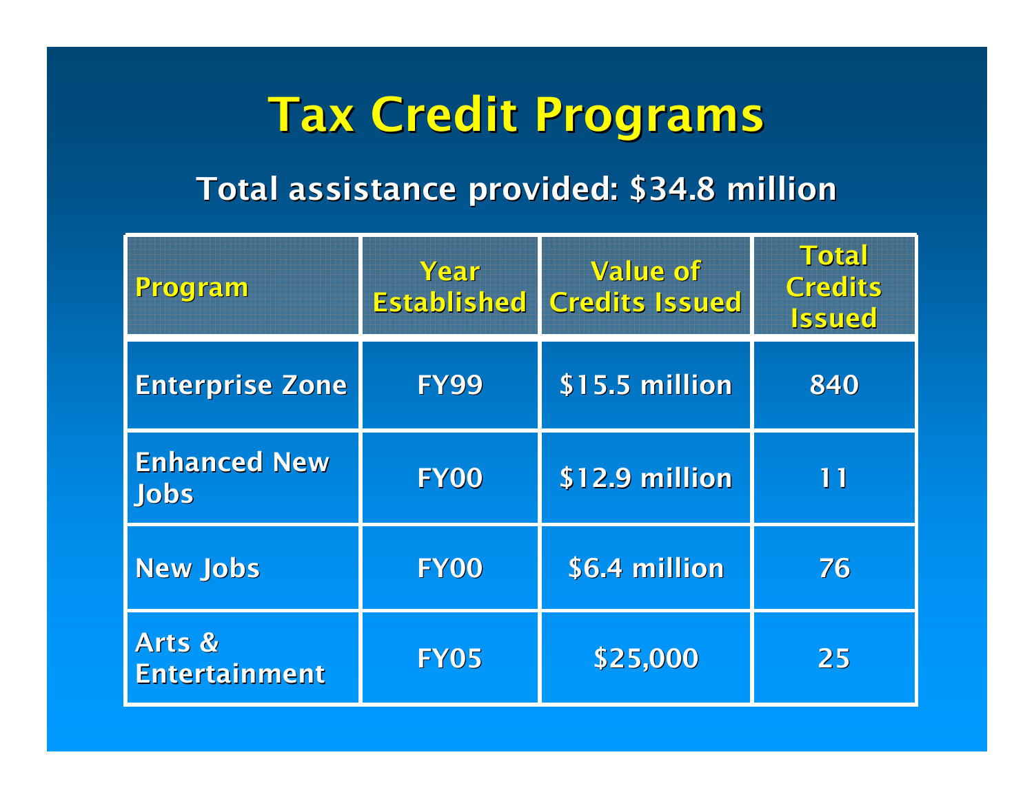# Tax Credit Programs

## Total assistance provided: $34.8 million

| Program | Year Established | Value of Credits Issued | Total Credits Issued |
|---|---|---|---|
| Enterprise Zone | FY99 | $15.5 million | 840 |
| Enhanced New Jobs | FY00 | $12.9 million | 11 |
| New Jobs | FY00 | $6.4 million | 76 |
| Arts & Entertainment | FY05 | $25,000 | 25 |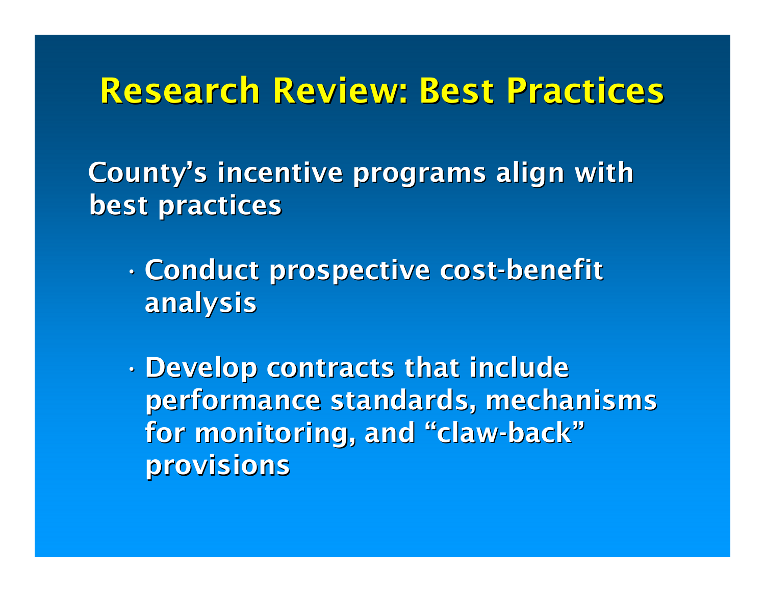# Research Review: Best Practices

County's incentive programs align with best practices

- Conduct prospective cost-benefit analysis
- Develop contracts that include performance standards, mechanisms for monitoring, and "claw-back" provisions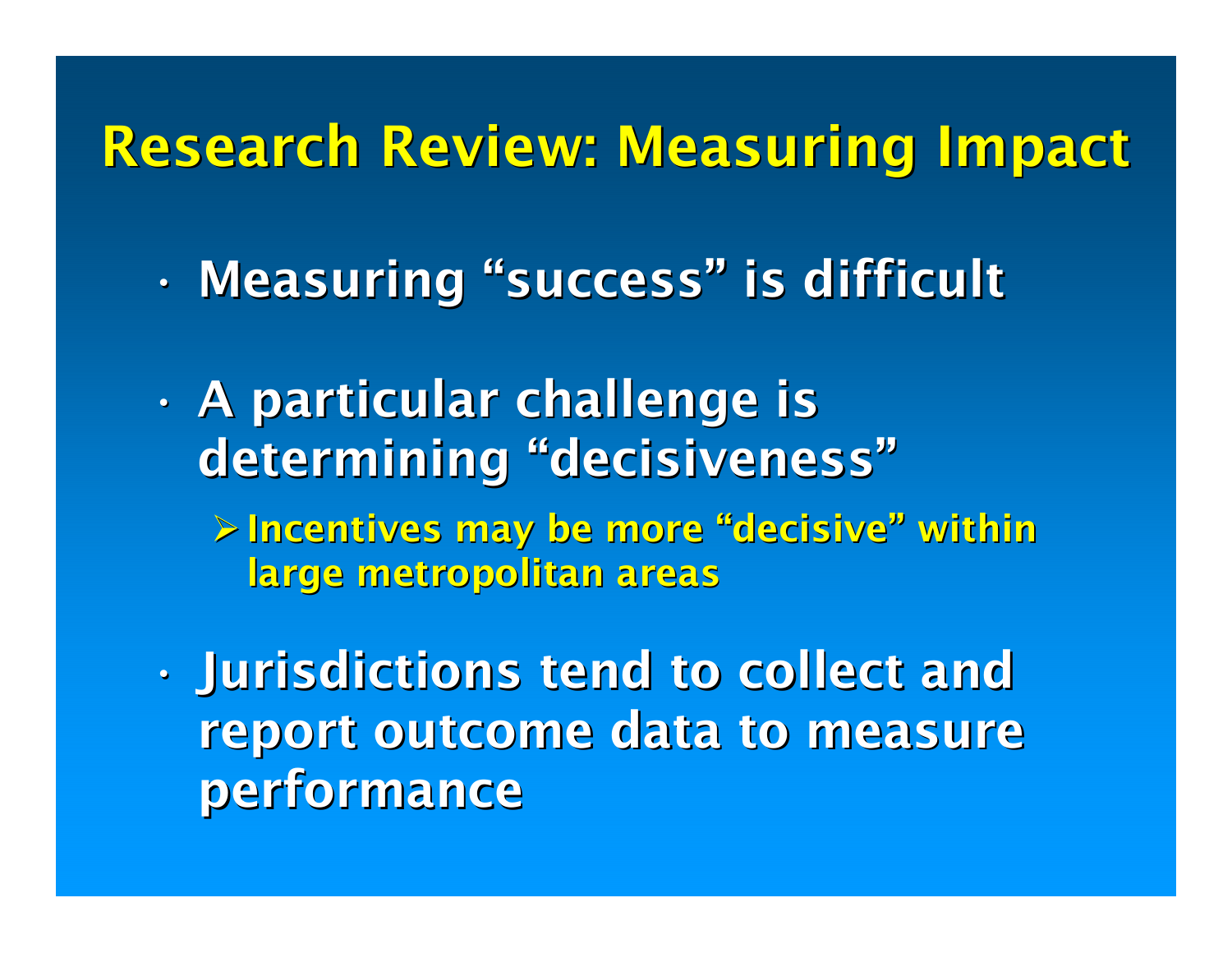# Research Review: Measuring Impact

- Measuring "success" is difficult
- A particular challenge is determining "decisiveness"
  - Incentives may be more "decisive" within large metropolitan areas
- Jurisdictions tend to collect and report outcome data to measure performance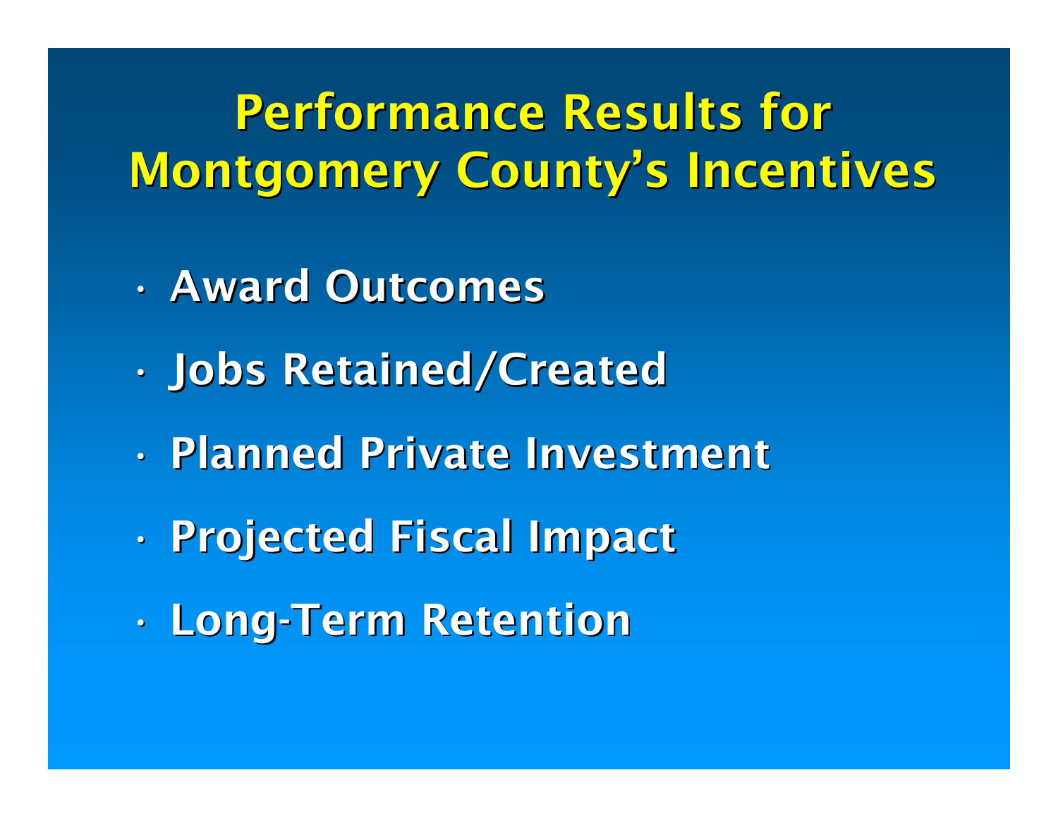# Performance Results for Montgomery County's Incentives

- Award Outcomes
- Jobs Retained/Created
- Planned Private Investment
- Projected Fiscal Impact
- Long-Term Retention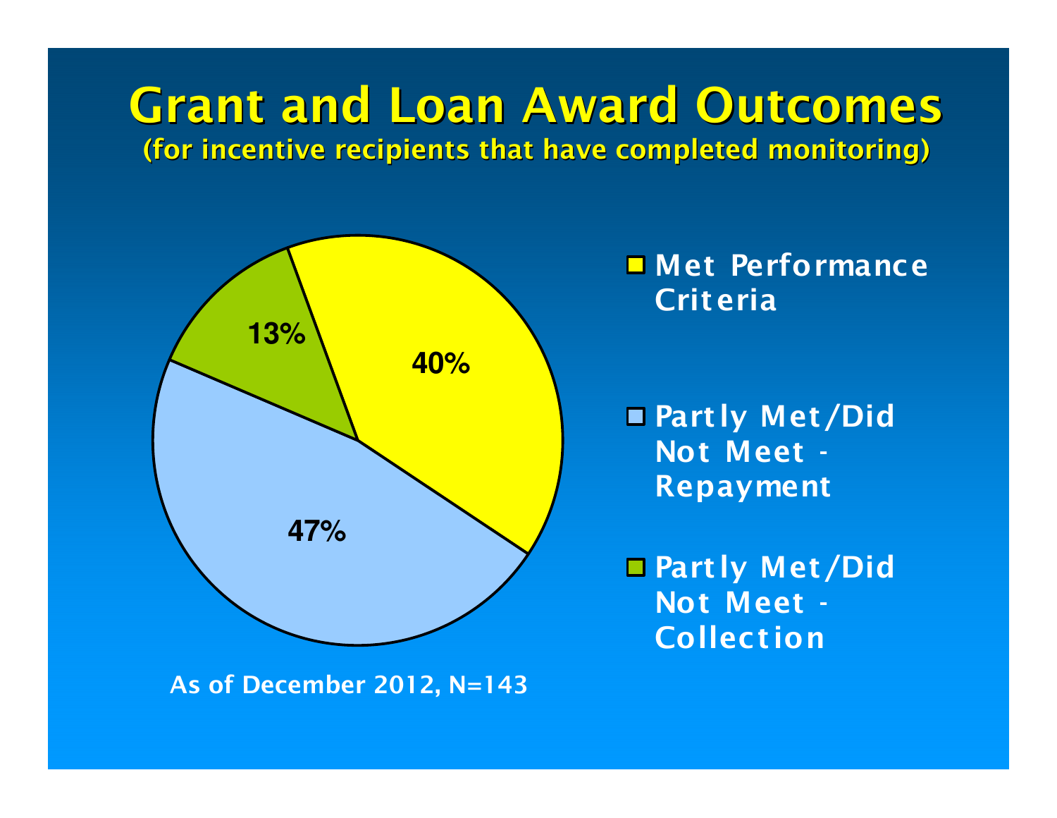# Grant and Loan Award Outcomes

**(for incentive recipients that have completed monitoring)**

| Outcome | Percentage |
| --- | --- |
| Met Performance Criteria | 40% |
| Partly Met/Did Not Meet - Repayment | 47% |
| Partly Met/Did Not Meet - Collection | 13% |

As of December 2012, N=143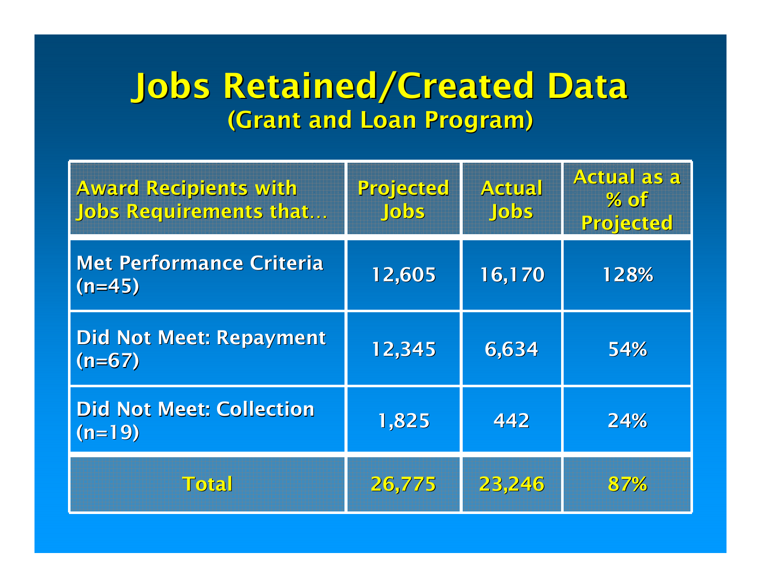# Jobs Retained/Created Data
## (Grant and Loan Program)

| Award Recipients with Jobs Requirements that… | Projected Jobs | Actual Jobs | Actual as a % of Projected |
|---|---|---|---|
| Met Performance Criteria (n=45) | 12,605 | 16,170 | 128% |
| Did Not Meet: Repayment (n=67) | 12,345 | 6,634 | 54% |
| Did Not Meet: Collection (n=19) | 1,825 | 442 | 24% |
| Total | 26,775 | 23,246 | 87% |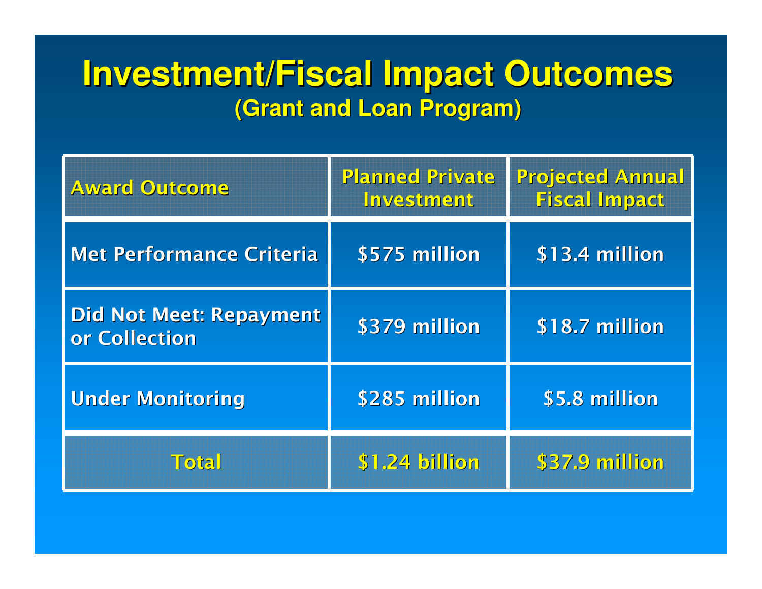# Investment/Fiscal Impact Outcomes

## (Grant and Loan Program)

| Award Outcome | Planned Private Investment | Projected Annual Fiscal Impact |
|---|---|---|
| Met Performance Criteria | $575 million | $13.4 million |
| Did Not Meet: Repayment or Collection | $379 million | $18.7 million |
| Under Monitoring | $285 million | $5.8 million |
| Total | $1.24 billion | $37.9 million |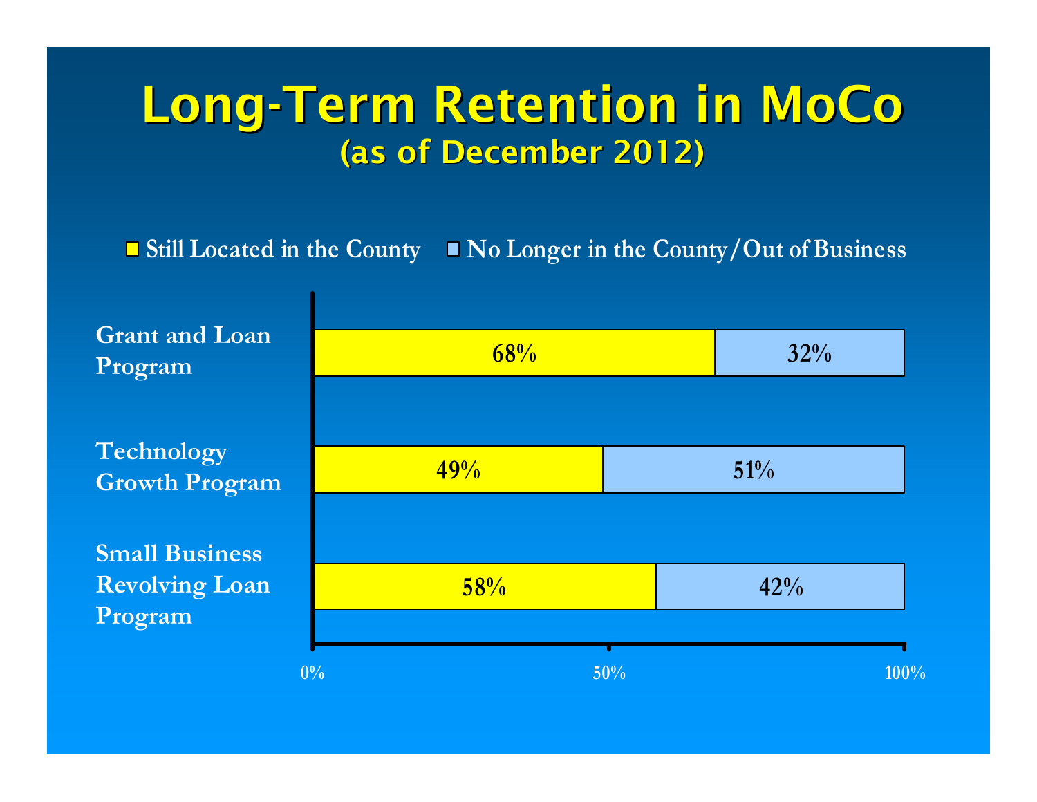# Long-Term Retention in MoCo

## (as of December 2012)

| Program | Still Located in the County | No Longer in the County/Out of Business |
| --- | --- | --- |
| Grant and Loan Program | 68% | 32% |
| Technology Growth Program | 49% | 51% |
| Small Business Revolving Loan Program | 58% | 42% |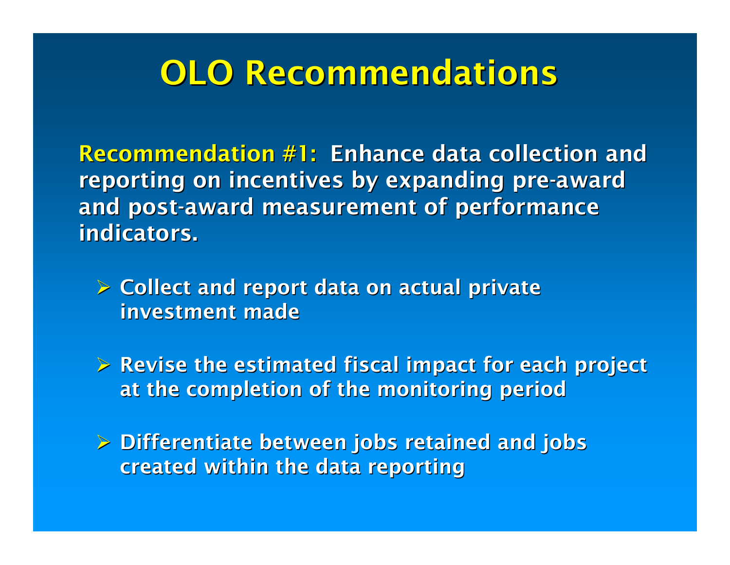# OLO Recommendations

**Recommendation #1:** Enhance data collection and reporting on incentives by expanding pre-award and post-award measurement of performance indicators.

- Collect and report data on actual private investment made
- Revise the estimated fiscal impact for each project at the completion of the monitoring period
- Differentiate between jobs retained and jobs created within the data reporting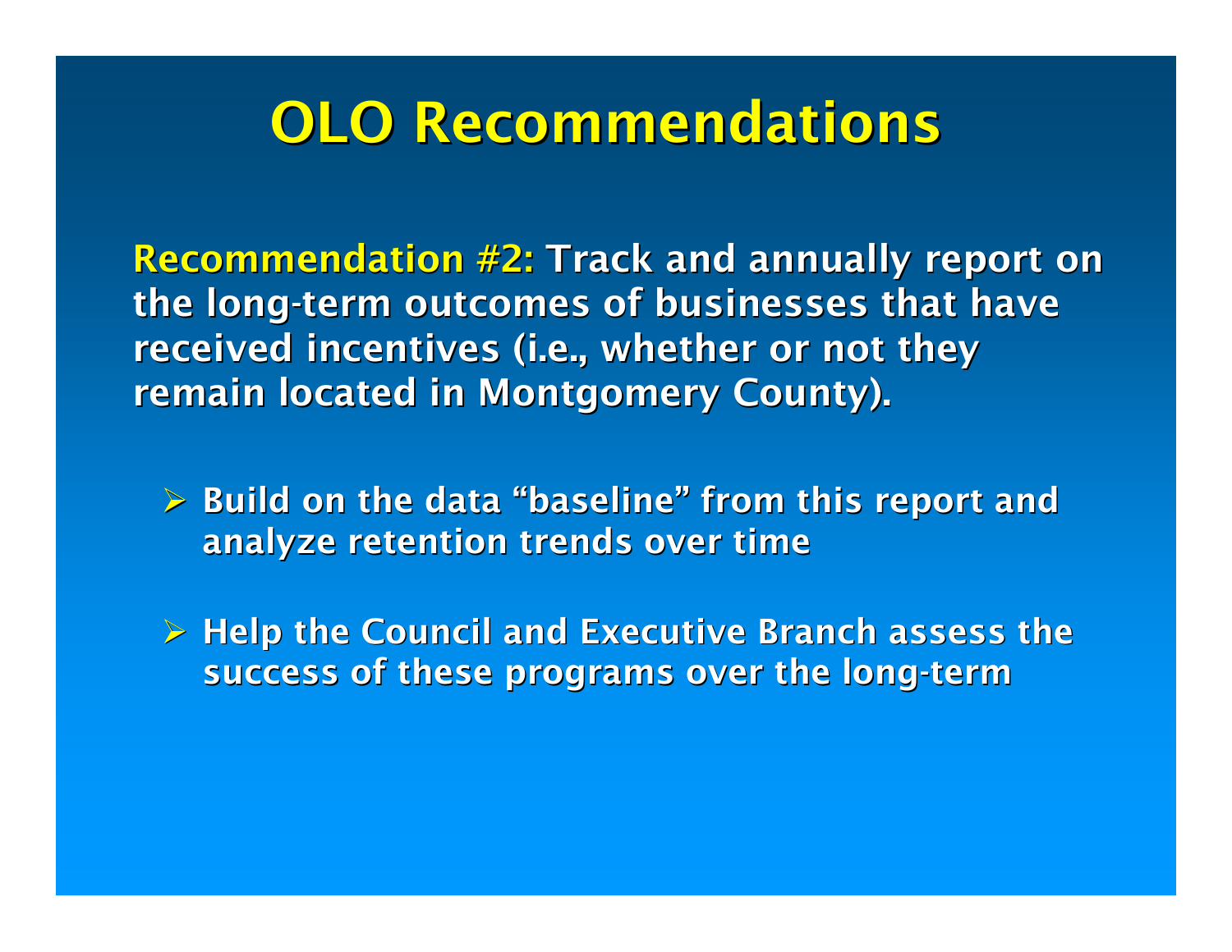# OLO Recommendations

**Recommendation #2:** **Track and annually report on the long-term outcomes of businesses that have received incentives (i.e., whether or not they remain located in Montgomery County).**

- **Build on the data "baseline" from this report and analyze retention trends over time**
- **Help the Council and Executive Branch assess the success of these programs over the long-term**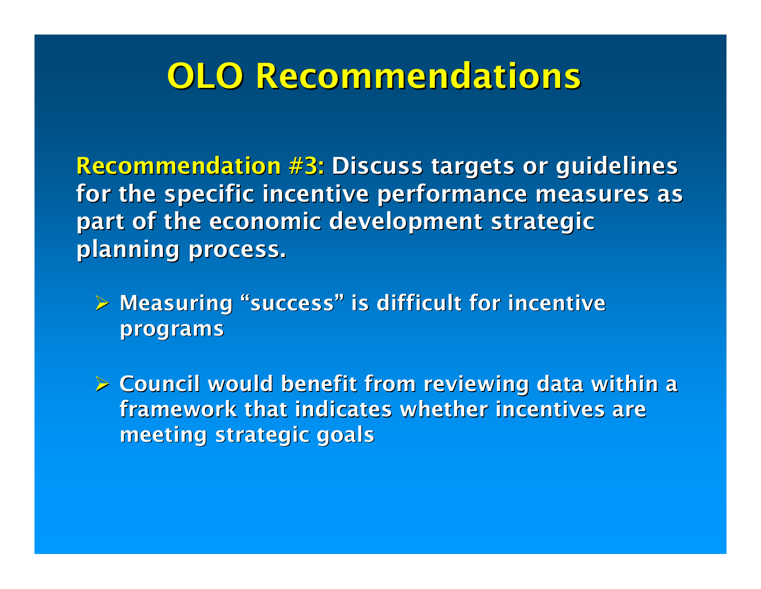# OLO Recommendations

**Recommendation #3:** Discuss targets or guidelines for the specific incentive performance measures as part of the economic development strategic planning process.

- Measuring "success" is difficult for incentive programs
- Council would benefit from reviewing data within a framework that indicates whether incentives are meeting strategic goals